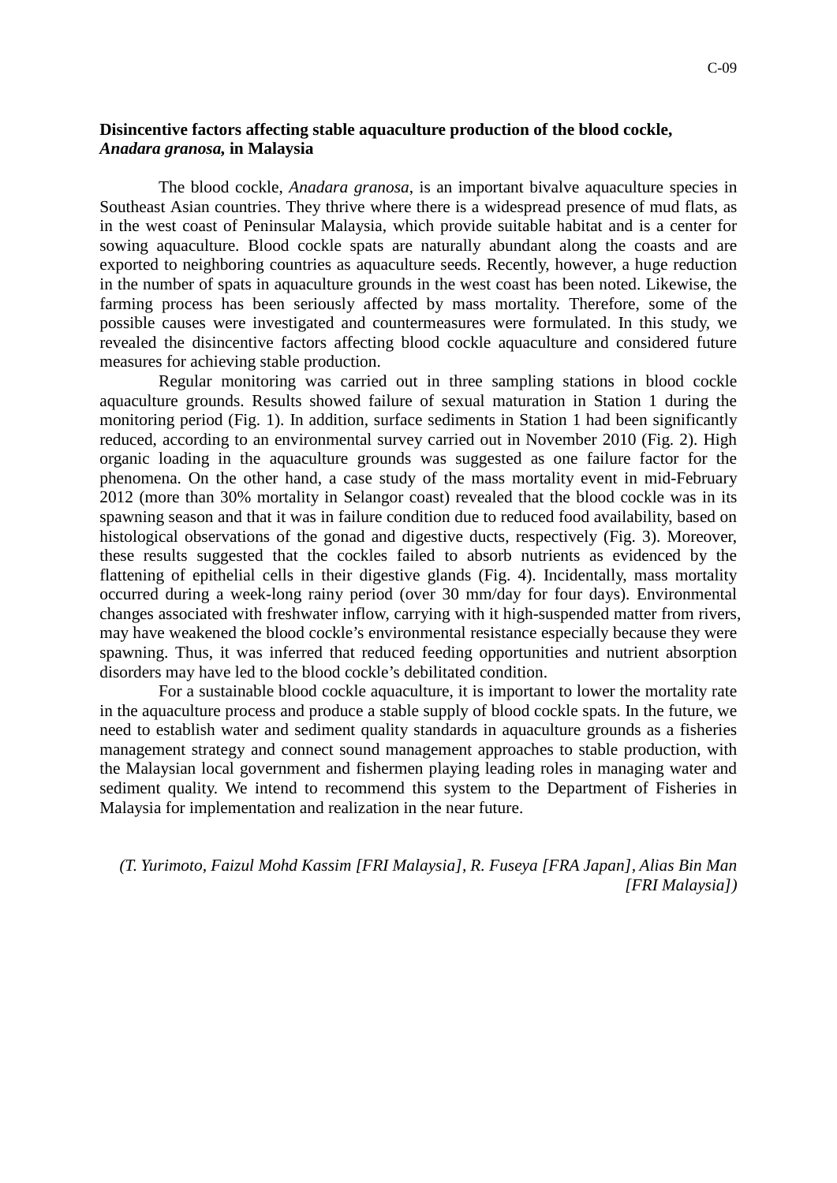# Disincentive factors affecting stable aquaculture production of the blood cockle, *Anadara granosa*, in Malaysia

The blood cockle, *Anadara granosa*, is an important bivalve aquaculture species in Southeast Asian countries. They thrive where there is a widespread presence of mud flats, as in the west coast of Peninsular Malaysia, which provide suitable habitat and is a center for sowing aquaculture. Blood cockle spats are naturally abundant along the coasts and are exported to neighboring countries as aquaculture seeds. Recently, however, a huge reduction in the number of spats in aquaculture grounds in the west coast has been noted. Likewise, the farming process has been seriously affected by mass mortality. Therefore, some of the possible causes were investigated and countermeasures were formulated. In this study, we revealed the disincentive factors affecting blood cockle aquaculture and considered future measures for achieving stable production.

Regular monitoring was carried out in three sampling stations in blood cockle aquaculture grounds. Results showed failure of sexual maturation in Station 1 during the monitoring period (Fig. 1). In addition, surface sediments in Station 1 had been significantly reduced, according to an environmental survey carried out in November 2010 (Fig. 2). High organic loading in the aquaculture grounds was suggested as one failure factor for the phenomena. On the other hand, a case study of the mass mortality event in mid-February 2012 (more than 30% mortality in Selangor coast) revealed that the blood cockle was in its spawning season and that it was in failure condition due to reduced food availability, based on histological observations of the gonad and digestive ducts, respectively (Fig. 3). Moreover, these results suggested that the cockles failed to absorb nutrients as evidenced by the flattening of epithelial cells in their digestive glands (Fig. 4). Incidentally, mass mortality occurred during a week-long rainy period (over 30 mm/day for four days). Environmental changes associated with freshwater inflow, carrying with it high-suspended matter from rivers, may have weakened the blood cockle's environmental resistance especially because they were spawning. Thus, it was inferred that reduced feeding opportunities and nutrient absorption disorders may have led to the blood cockle's debilitated condition.

For a sustainable blood cockle aquaculture, it is important to lower the mortality rate in the aquaculture process and produce a stable supply of blood cockle spats. In the future, we need to establish water and sediment quality standards in aquaculture grounds as a fisheries management strategy and connect sound management approaches to stable production, with the Malaysian local government and fishermen playing leading roles in managing water and sediment quality. We intend to recommend this system to the Department of Fisheries in Malaysia for implementation and realization in the near future.

*(T. Yurimoto, Faizul Mohd Kassim [FRI Malaysia], R. Fuseya [FRA Japan], Alias Bin Man [FRI Malaysia])*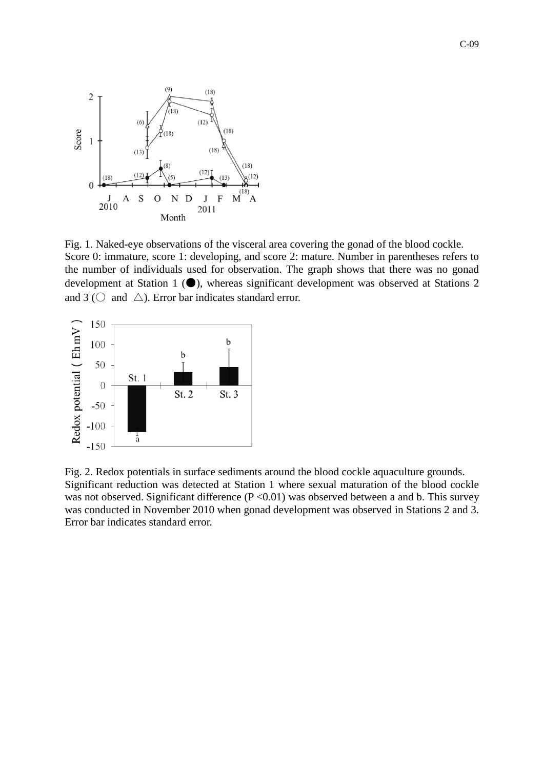Fig. 1. Naked-eye observations of the visceral area covering the gonad of the blood cockle. Score 0: immature, score 1: developing, and score 2: mature. Number in parentheses refers to the number of individuals used for observation. The graph shows that there was no gonad development at Station 1 (●), whereas significant development was observed at Stations 2 and 3 (○ and △). Error bar indicates standard error.

Fig. 2. Redox potentials in surface sediments around the blood cockle aquaculture grounds. Significant reduction was detected at Station 1 where sexual maturation of the blood cockle was not observed. Significant difference ($P < 0.01$) was observed between a and b. This survey was conducted in November 2010 when gonad development was observed in Stations 2 and 3. Error bar indicates standard error.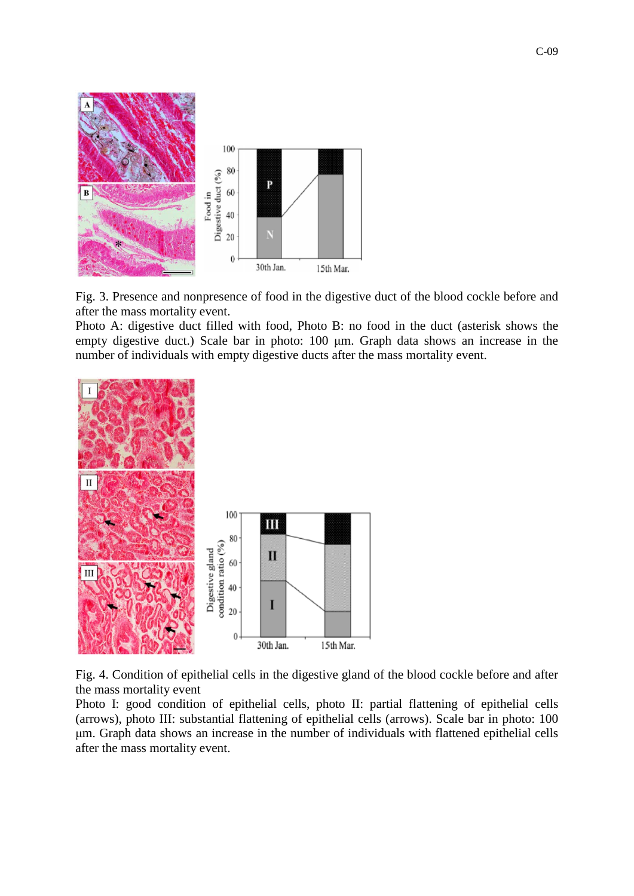A

B

Food in Digestive duct (%)

100
80
60
40
20
0

P

N

30th Jan.
15th Mar.

Fig. 3. Presence and nonpresence of food in the digestive duct of the blood cockle before and after the mass mortality event.

Photo A: digestive duct filled with food, Photo B: no food in the duct (asterisk shows the empty digestive duct.) Scale bar in photo: 100 μm. Graph data shows an increase in the number of individuals with empty digestive ducts after the mass mortality event.

I

II

III

Digestive gland condition ratio (%)

100
80
60
40
20
0

III
II
I

30th Jan.
15th Mar.

Fig. 4. Condition of epithelial cells in the digestive gland of the blood cockle before and after the mass mortality event

Photo I: good condition of epithelial cells, photo II: partial flattening of epithelial cells (arrows), photo III: substantial flattening of epithelial cells (arrows). Scale bar in photo: 100 μm. Graph data shows an increase in the number of individuals with flattened epithelial cells after the mass mortality event.